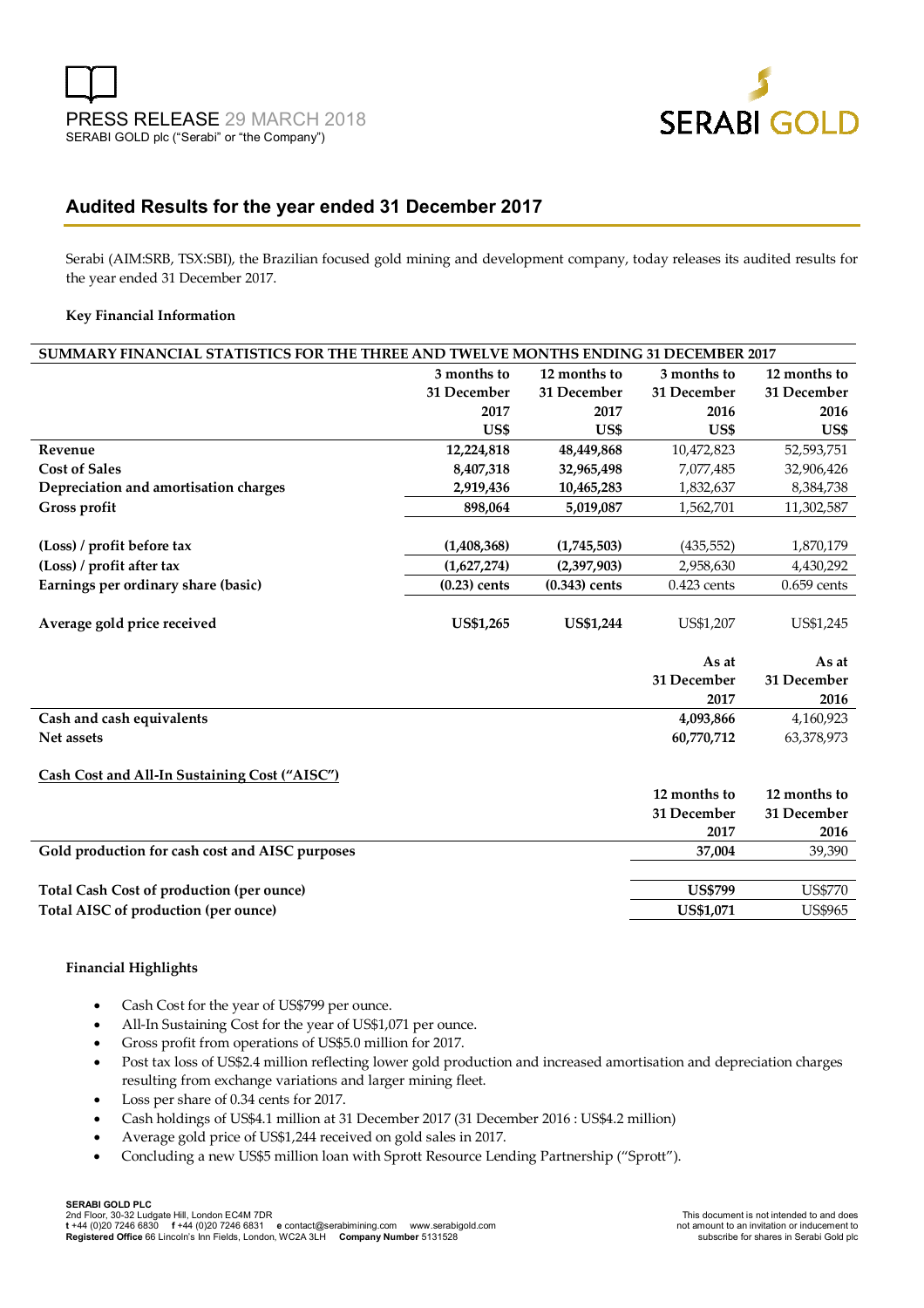PRESS RELEASE 29 MARCH 2018

SERABI GOLD plc ("Serabi" or "the Company")

# Audited Results for the year ended 31 December 2017

Serabi (AIM:SRB, TSX:SBI), the Brazilian focused gold mining and development company, today releases its audited results for the year ended 31 December 2017.

**Key Financial Information**

| SUMMARY FINANCIAL STATISTICS FOR THE THREE AND TWELVE MONTHS ENDING 31 DECEMBER 2017 | 3 months to 31 December 2017 US$ | 12 months to 31 December 2017 US$ | 3 months to 31 December 2016 US$ | 12 months to 31 December 2016 US$ |
|---|---|---|---|---|
| **Revenue** | **12,224,818** | **48,449,868** | 10,472,823 | 52,593,751 |
| **Cost of Sales** | **8,407,318** | **32,965,498** | 7,077,485 | 32,906,426 |
| **Depreciation and amortisation charges** | **2,919,436** | **10,465,283** | 1,832,637 | 8,384,738 |
| **Gross profit** | **898,064** | **5,019,087** | 1,562,701 | 11,302,587 |
| | | | | |
| **(Loss) / profit before tax** | **(1,408,368)** | **(1,745,503)** | (435,552) | 1,870,179 |
| **(Loss) / profit after tax** | **(1,627,274)** | **(2,397,903)** | 2,958,630 | 4,430,292 |
| **Earnings per ordinary share (basic)** | **(0.23) cents** | **(0.343) cents** | 0.423 cents | 0.659 cents |
| | | | | |
| **Average gold price received** | **US$1,265** | **US$1,244** | US$1,207 | US$1,245 |

| | As at 31 December 2017 | As at 31 December 2016 |
|---|---|---|
| **Cash and cash equivalents** | **4,093,866** | 4,160,923 |
| **Net assets** | **60,770,712** | 63,378,973 |

**Cash Cost and All-In Sustaining Cost ("AISC")**

| | 12 months to 31 December 2017 | 12 months to 31 December 2016 |
|---|---|---|
| **Gold production for cash cost and AISC purposes** | **37,004** | 39,390 |
| | | |
| **Total Cash Cost of production (per ounce)** | **US$799** | US$770 |
| **Total AISC of production (per ounce)** | **US$1,071** | US$965 |

**Financial Highlights**

- Cash Cost for the year of US$799 per ounce.
- All-In Sustaining Cost for the year of US$1,071 per ounce.
- Gross profit from operations of US$5.0 million for 2017.
- Post tax loss of US$2.4 million reflecting lower gold production and increased amortisation and depreciation charges resulting from exchange variations and larger mining fleet.
- Loss per share of 0.34 cents for 2017.
- Cash holdings of US$4.1 million at 31 December 2017 (31 December 2016 : US$4.2 million)
- Average gold price of US$1,244 received on gold sales in 2017.
- Concluding a new US$5 million loan with Sprott Resource Lending Partnership ("Sprott").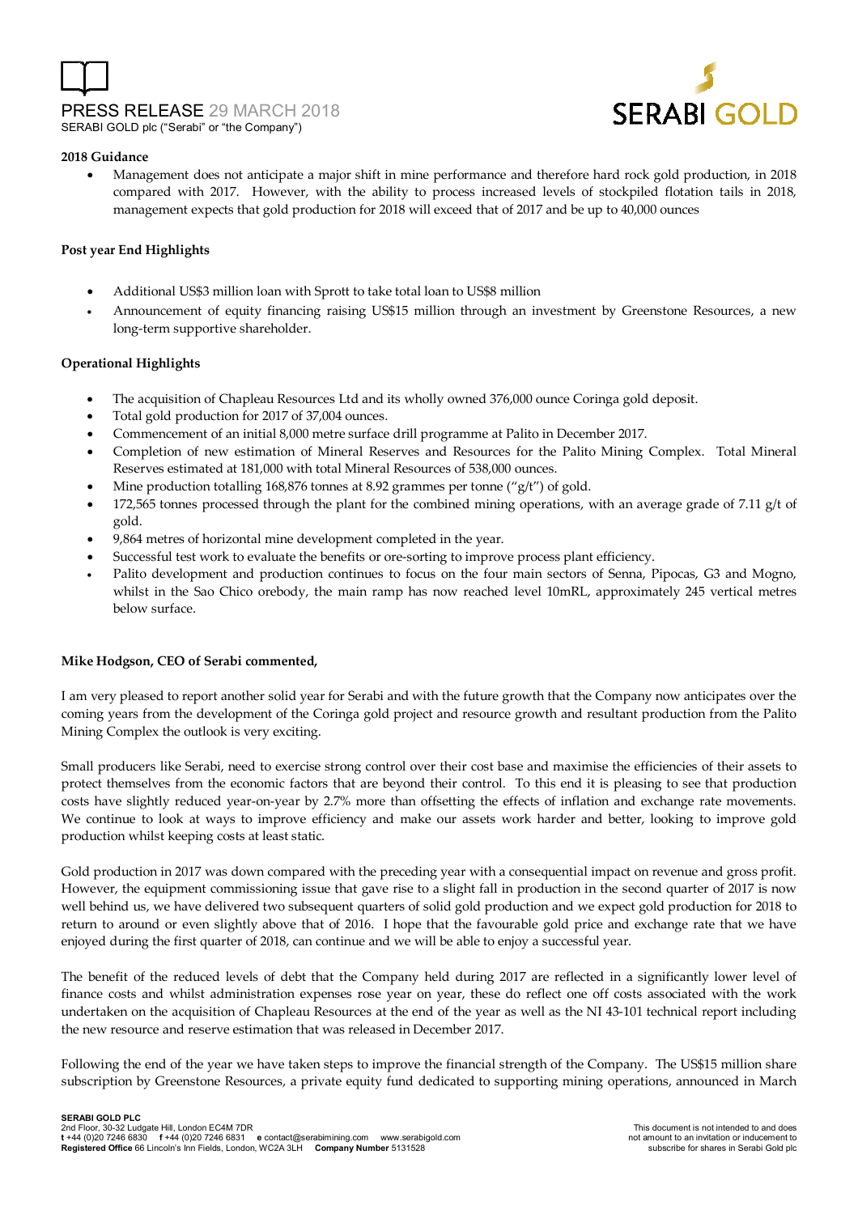**2018 Guidance**

- Management does not anticipate a major shift in mine performance and therefore hard rock gold production, in 2018 compared with 2017. However, with the ability to process increased levels of stockpiled flotation tails in 2018, management expects that gold production for 2018 will exceed that of 2017 and be up to 40,000 ounces

**Post year End Highlights**

- Additional US$3 million loan with Sprott to take total loan to US$8 million
- Announcement of equity financing raising US$15 million through an investment by Greenstone Resources, a new long-term supportive shareholder.

**Operational Highlights**

- The acquisition of Chapleau Resources Ltd and its wholly owned 376,000 ounce Coringa gold deposit.
- Total gold production for 2017 of 37,004 ounces.
- Commencement of an initial 8,000 metre surface drill programme at Palito in December 2017.
- Completion of new estimation of Mineral Reserves and Resources for the Palito Mining Complex. Total Mineral Reserves estimated at 181,000 with total Mineral Resources of 538,000 ounces.
- Mine production totalling 168,876 tonnes at 8.92 grammes per tonne ("g/t") of gold.
- 172,565 tonnes processed through the plant for the combined mining operations, with an average grade of 7.11 g/t of gold.
- 9,864 metres of horizontal mine development completed in the year.
- Successful test work to evaluate the benefits or ore-sorting to improve process plant efficiency.
- Palito development and production continues to focus on the four main sectors of Senna, Pipocas, G3 and Mogno, whilst in the Sao Chico orebody, the main ramp has now reached level 10mRL, approximately 245 vertical metres below surface.

**Mike Hodgson, CEO of Serabi commented,**

I am very pleased to report another solid year for Serabi and with the future growth that the Company now anticipates over the coming years from the development of the Coringa gold project and resource growth and resultant production from the Palito Mining Complex the outlook is very exciting.

Small producers like Serabi, need to exercise strong control over their cost base and maximise the efficiencies of their assets to protect themselves from the economic factors that are beyond their control. To this end it is pleasing to see that production costs have slightly reduced year-on-year by 2.7% more than offsetting the effects of inflation and exchange rate movements. We continue to look at ways to improve efficiency and make our assets work harder and better, looking to improve gold production whilst keeping costs at least static.

Gold production in 2017 was down compared with the preceding year with a consequential impact on revenue and gross profit. However, the equipment commissioning issue that gave rise to a slight fall in production in the second quarter of 2017 is now well behind us, we have delivered two subsequent quarters of solid gold production and we expect gold production for 2018 to return to around or even slightly above that of 2016. I hope that the favourable gold price and exchange rate that we have enjoyed during the first quarter of 2018, can continue and we will be able to enjoy a successful year.

The benefit of the reduced levels of debt that the Company held during 2017 are reflected in a significantly lower level of finance costs and whilst administration expenses rose year on year, these do reflect one off costs associated with the work undertaken on the acquisition of Chapleau Resources at the end of the year as well as the NI 43-101 technical report including the new resource and reserve estimation that was released in December 2017.

Following the end of the year we have taken steps to improve the financial strength of the Company. The US$15 million share subscription by Greenstone Resources, a private equity fund dedicated to supporting mining operations, announced in March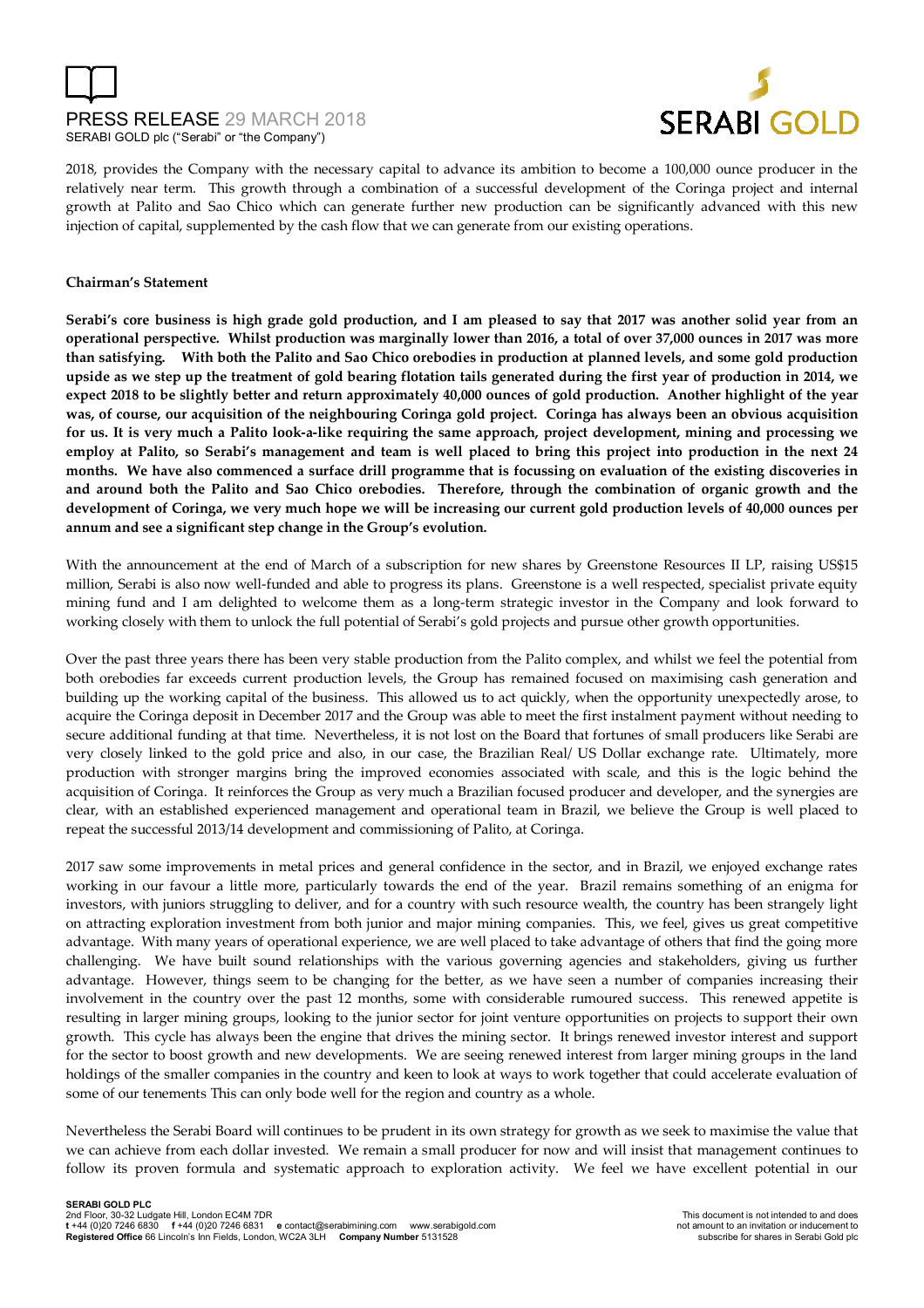2018, provides the Company with the necessary capital to advance its ambition to become a 100,000 ounce producer in the relatively near term. This growth through a combination of a successful development of the Coringa project and internal growth at Palito and Sao Chico which can generate further new production can be significantly advanced with this new injection of capital, supplemented by the cash flow that we can generate from our existing operations.

**Chairman's Statement**

**Serabi's core business is high grade gold production, and I am pleased to say that 2017 was another solid year from an operational perspective. Whilst production was marginally lower than 2016, a total of over 37,000 ounces in 2017 was more than satisfying. With both the Palito and Sao Chico orebodies in production at planned levels, and some gold production upside as we step up the treatment of gold bearing flotation tails generated during the first year of production in 2014, we expect 2018 to be slightly better and return approximately 40,000 ounces of gold production. Another highlight of the year was, of course, our acquisition of the neighbouring Coringa gold project. Coringa has always been an obvious acquisition for us. It is very much a Palito look-a-like requiring the same approach, project development, mining and processing we employ at Palito, so Serabi's management and team is well placed to bring this project into production in the next 24 months. We have also commenced a surface drill programme that is focussing on evaluation of the existing discoveries in and around both the Palito and Sao Chico orebodies. Therefore, through the combination of organic growth and the development of Coringa, we very much hope we will be increasing our current gold production levels of 40,000 ounces per annum and see a significant step change in the Group's evolution.**

With the announcement at the end of March of a subscription for new shares by Greenstone Resources II LP, raising US$15 million, Serabi is also now well-funded and able to progress its plans. Greenstone is a well respected, specialist private equity mining fund and I am delighted to welcome them as a long-term strategic investor in the Company and look forward to working closely with them to unlock the full potential of Serabi's gold projects and pursue other growth opportunities.

Over the past three years there has been very stable production from the Palito complex, and whilst we feel the potential from both orebodies far exceeds current production levels, the Group has remained focused on maximising cash generation and building up the working capital of the business. This allowed us to act quickly, when the opportunity unexpectedly arose, to acquire the Coringa deposit in December 2017 and the Group was able to meet the first instalment payment without needing to secure additional funding at that time. Nevertheless, it is not lost on the Board that fortunes of small producers like Serabi are very closely linked to the gold price and also, in our case, the Brazilian Real/ US Dollar exchange rate. Ultimately, more production with stronger margins bring the improved economies associated with scale, and this is the logic behind the acquisition of Coringa. It reinforces the Group as very much a Brazilian focused producer and developer, and the synergies are clear, with an established experienced management and operational team in Brazil, we believe the Group is well placed to repeat the successful 2013/14 development and commissioning of Palito, at Coringa.

2017 saw some improvements in metal prices and general confidence in the sector, and in Brazil, we enjoyed exchange rates working in our favour a little more, particularly towards the end of the year. Brazil remains something of an enigma for investors, with juniors struggling to deliver, and for a country with such resource wealth, the country has been strangely light on attracting exploration investment from both junior and major mining companies. This, we feel, gives us great competitive advantage. With many years of operational experience, we are well placed to take advantage of others that find the going more challenging. We have built sound relationships with the various governing agencies and stakeholders, giving us further advantage. However, things seem to be changing for the better, as we have seen a number of companies increasing their involvement in the country over the past 12 months, some with considerable rumoured success. This renewed appetite is resulting in larger mining groups, looking to the junior sector for joint venture opportunities on projects to support their own growth. This cycle has always been the engine that drives the mining sector. It brings renewed investor interest and support for the sector to boost growth and new developments. We are seeing renewed interest from larger mining groups in the land holdings of the smaller companies in the country and keen to look at ways to work together that could accelerate evaluation of some of our tenements This can only bode well for the region and country as a whole.

Nevertheless the Serabi Board will continues to be prudent in its own strategy for growth as we seek to maximise the value that we can achieve from each dollar invested. We remain a small producer for now and will insist that management continues to follow its proven formula and systematic approach to exploration activity. We feel we have excellent potential in our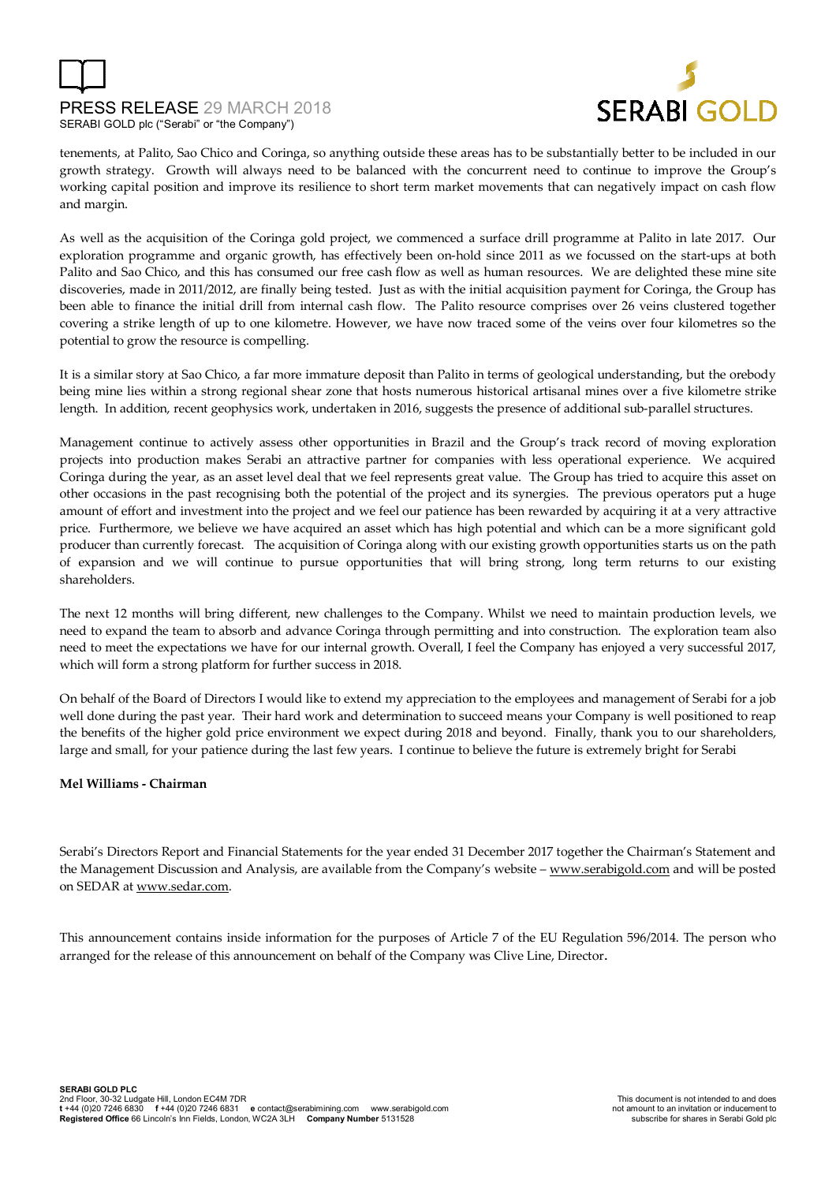tenements, at Palito, Sao Chico and Coringa, so anything outside these areas has to be substantially better to be included in our growth strategy. Growth will always need to be balanced with the concurrent need to continue to improve the Group's working capital position and improve its resilience to short term market movements that can negatively impact on cash flow and margin.

As well as the acquisition of the Coringa gold project, we commenced a surface drill programme at Palito in late 2017. Our exploration programme and organic growth, has effectively been on-hold since 2011 as we focussed on the start-ups at both Palito and Sao Chico, and this has consumed our free cash flow as well as human resources. We are delighted these mine site discoveries, made in 2011/2012, are finally being tested. Just as with the initial acquisition payment for Coringa, the Group has been able to finance the initial drill from internal cash flow. The Palito resource comprises over 26 veins clustered together covering a strike length of up to one kilometre. However, we have now traced some of the veins over four kilometres so the potential to grow the resource is compelling.

It is a similar story at Sao Chico, a far more immature deposit than Palito in terms of geological understanding, but the orebody being mine lies within a strong regional shear zone that hosts numerous historical artisanal mines over a five kilometre strike length. In addition, recent geophysics work, undertaken in 2016, suggests the presence of additional sub-parallel structures.

Management continue to actively assess other opportunities in Brazil and the Group's track record of moving exploration projects into production makes Serabi an attractive partner for companies with less operational experience. We acquired Coringa during the year, as an asset level deal that we feel represents great value. The Group has tried to acquire this asset on other occasions in the past recognising both the potential of the project and its synergies. The previous operators put a huge amount of effort and investment into the project and we feel our patience has been rewarded by acquiring it at a very attractive price. Furthermore, we believe we have acquired an asset which has high potential and which can be a more significant gold producer than currently forecast. The acquisition of Coringa along with our existing growth opportunities starts us on the path of expansion and we will continue to pursue opportunities that will bring strong, long term returns to our existing shareholders.

The next 12 months will bring different, new challenges to the Company. Whilst we need to maintain production levels, we need to expand the team to absorb and advance Coringa through permitting and into construction. The exploration team also need to meet the expectations we have for our internal growth. Overall, I feel the Company has enjoyed a very successful 2017, which will form a strong platform for further success in 2018.

On behalf of the Board of Directors I would like to extend my appreciation to the employees and management of Serabi for a job well done during the past year. Their hard work and determination to succeed means your Company is well positioned to reap the benefits of the higher gold price environment we expect during 2018 and beyond. Finally, thank you to our shareholders, large and small, for your patience during the last few years. I continue to believe the future is extremely bright for Serabi

**Mel Williams - Chairman**

Serabi's Directors Report and Financial Statements for the year ended 31 December 2017 together the Chairman's Statement and the Management Discussion and Analysis, are available from the Company's website – www.serabigold.com and will be posted on SEDAR at www.sedar.com.

This announcement contains inside information for the purposes of Article 7 of the EU Regulation 596/2014. The person who arranged for the release of this announcement on behalf of the Company was Clive Line, Director.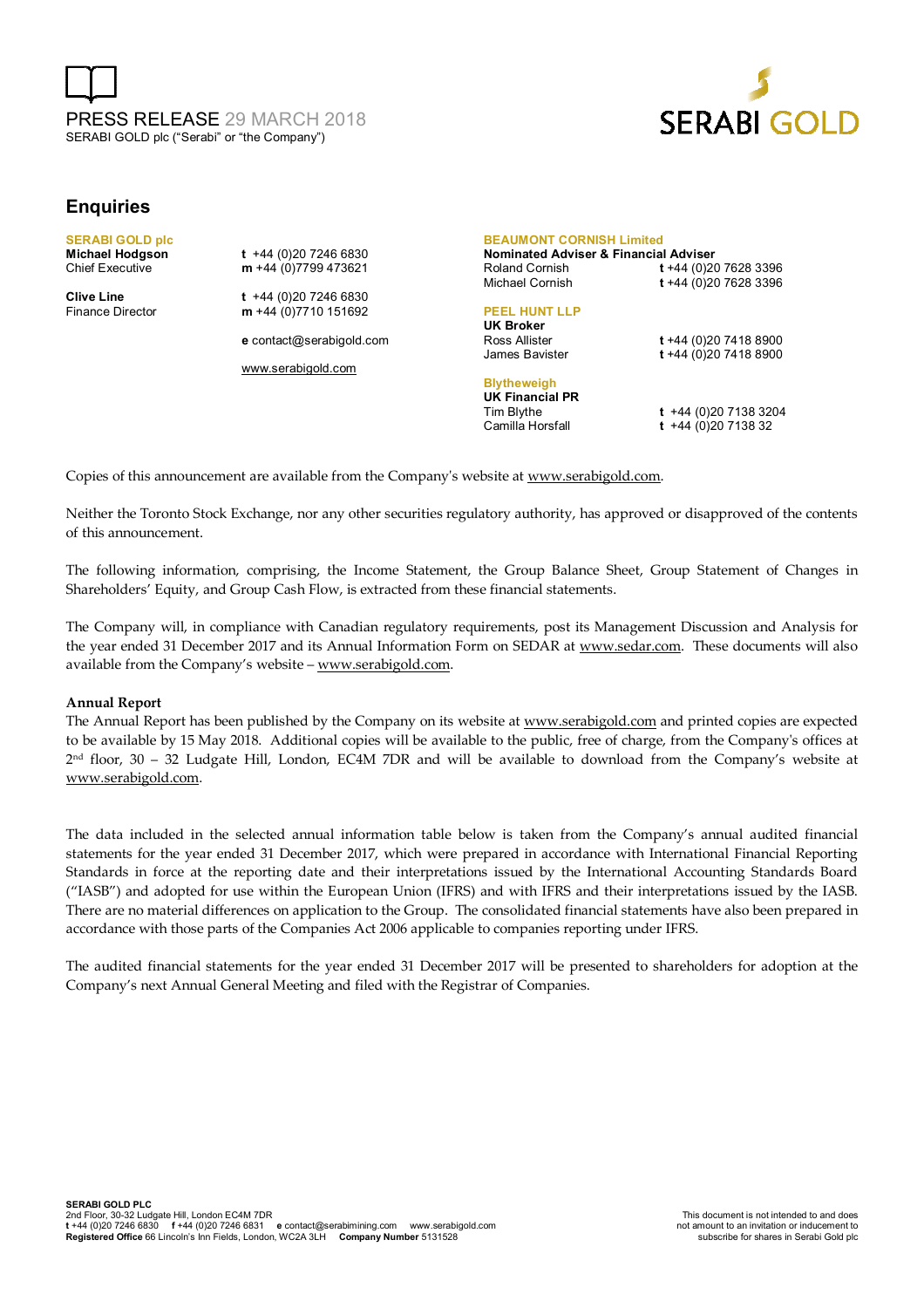# PRESS RELEASE 29 MARCH 2018

SERABI GOLD plc ("Serabi" or "the Company")

## Enquiries

| | | | |
|---|---|---|---|
| **SERABI GOLD plc** | | **BEAUMONT CORNISH Limited** | |
| **Michael Hodgson** | **t** +44 (0)20 7246 6830 | **Nominated Adviser & Financial Adviser** | |
| Chief Executive | **m** +44 (0)7799 473621 | Roland Cornish | **t** +44 (0)20 7628 3396 |
| | | Michael Cornish | **t** +44 (0)20 7628 3396 |
| **Clive Line** | **t** +44 (0)20 7246 6830 | | |
| Finance Director | **m** +44 (0)7710 151692 | **PEEL HUNT LLP** | |
| | | **UK Broker** | |
| | **e** contact@serabigold.com | Ross Allister | **t** +44 (0)20 7418 8900 |
| | | James Bavister | **t** +44 (0)20 7418 8900 |
| | www.serabigold.com | | |
| | | **Blytheweigh** | |
| | | **UK Financial PR** | |
| | | Tim Blythe | **t** +44 (0)20 7138 3204 |
| | | Camilla Horsfall | **t** +44 (0)20 7138 32 |

Copies of this announcement are available from the Company's website at www.serabigold.com.

Neither the Toronto Stock Exchange, nor any other securities regulatory authority, has approved or disapproved of the contents of this announcement.

The following information, comprising, the Income Statement, the Group Balance Sheet, Group Statement of Changes in Shareholders' Equity, and Group Cash Flow, is extracted from these financial statements.

The Company will, in compliance with Canadian regulatory requirements, post its Management Discussion and Analysis for the year ended 31 December 2017 and its Annual Information Form on SEDAR at www.sedar.com. These documents will also available from the Company's website – www.serabigold.com.

**Annual Report**

The Annual Report has been published by the Company on its website at www.serabigold.com and printed copies are expected to be available by 15 May 2018. Additional copies will be available to the public, free of charge, from the Company's offices at 2nd floor, 30 – 32 Ludgate Hill, London, EC4M 7DR and will be available to download from the Company's website at www.serabigold.com.

The data included in the selected annual information table below is taken from the Company's annual audited financial statements for the year ended 31 December 2017, which were prepared in accordance with International Financial Reporting Standards in force at the reporting date and their interpretations issued by the International Accounting Standards Board ("IASB") and adopted for use within the European Union (IFRS) and with IFRS and their interpretations issued by the IASB. There are no material differences on application to the Group. The consolidated financial statements have also been prepared in accordance with those parts of the Companies Act 2006 applicable to companies reporting under IFRS.

The audited financial statements for the year ended 31 December 2017 will be presented to shareholders for adoption at the Company's next Annual General Meeting and filed with the Registrar of Companies.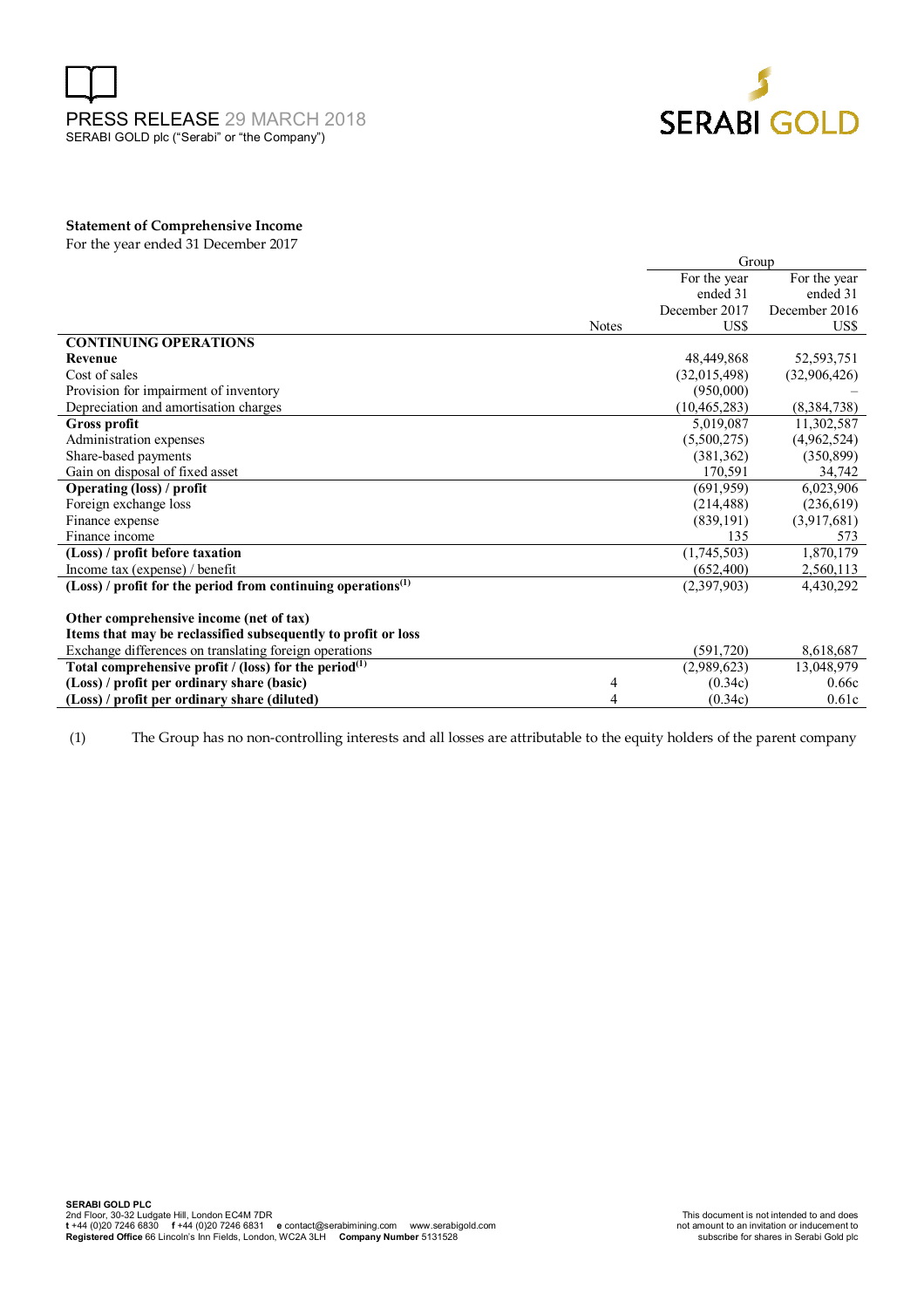**Statement of Comprehensive Income**
For the year ended 31 December 2017

| | Notes | Group | |
|---|---|---|---|
| | | For the year ended 31 December 2017 US$ | For the year ended 31 December 2016 US$ |
| **CONTINUING OPERATIONS** | | | |
| **Revenue** | | 48,449,868 | 52,593,751 |
| Cost of sales | | (32,015,498) | (32,906,426) |
| Provision for impairment of inventory | | (950,000) | – |
| Depreciation and amortisation charges | | (10,465,283) | (8,384,738) |
| **Gross profit** | | 5,019,087 | 11,302,587 |
| Administration expenses | | (5,500,275) | (4,962,524) |
| Share-based payments | | (381,362) | (350,899) |
| Gain on disposal of fixed asset | | 170,591 | 34,742 |
| **Operating (loss) / profit** | | (691,959) | 6,023,906 |
| Foreign exchange loss | | (214,488) | (236,619) |
| Finance expense | | (839,191) | (3,917,681) |
| Finance income | | 135 | 573 |
| **(Loss) / profit before taxation** | | (1,745,503) | 1,870,179 |
| Income tax (expense) / benefit | | (652,400) | 2,560,113 |
| **(Loss) / profit for the period from continuing operations[(1)]** | | (2,397,903) | 4,430,292 |
| | | | |
| **Other comprehensive income (net of tax)** | | | |
| **Items that may be reclassified subsequently to profit or loss** | | | |
| Exchange differences on translating foreign operations | | (591,720) | 8,618,687 |
| **Total comprehensive profit / (loss) for the period[(1)]** | | (2,989,623) | 13,048,979 |
| **(Loss) / profit per ordinary share (basic)** | 4 | (0.34c) | 0.66c |
| **(Loss) / profit per ordinary share (diluted)** | 4 | (0.34c) | 0.61c |

(1) The Group has no non-controlling interests and all losses are attributable to the equity holders of the parent company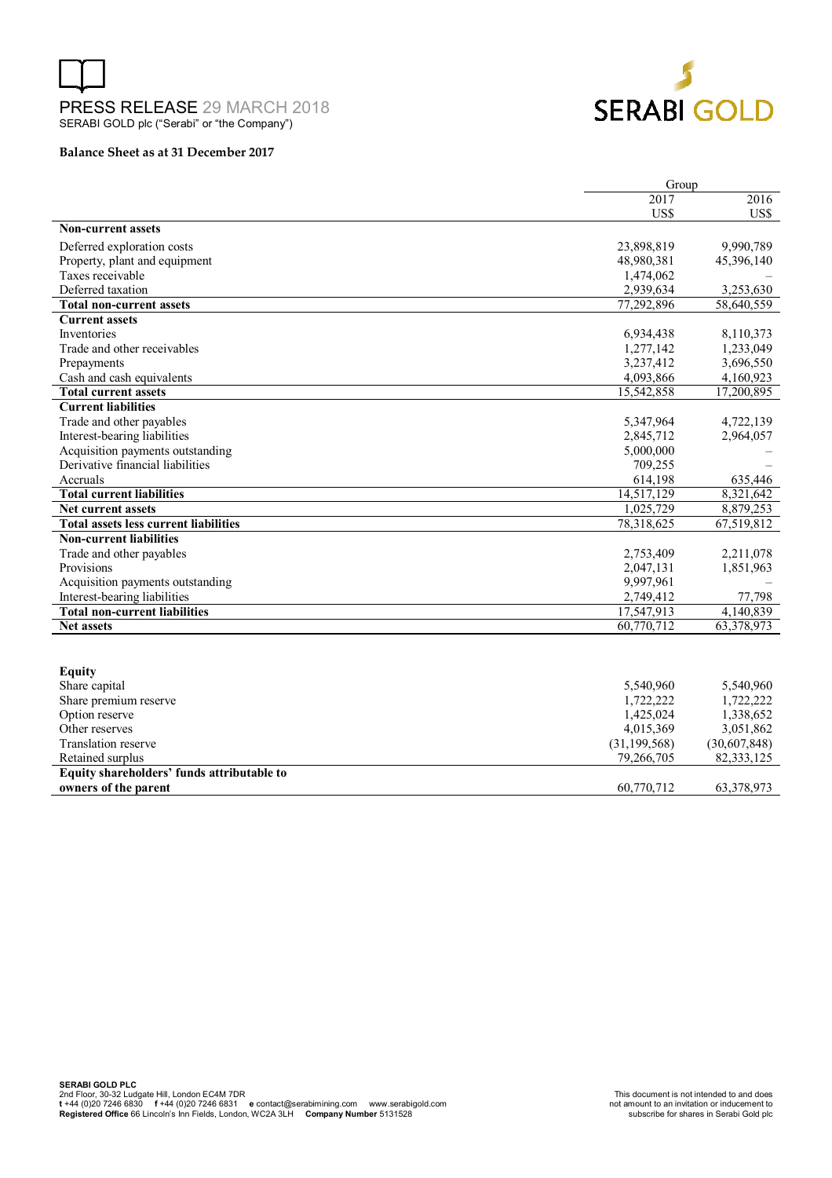**Balance Sheet as at 31 December 2017**

| | Group | |
|---|---|---|
| | 2017 | 2016 |
| | US$ | US$ |
| **Non-current assets** | | |
| Deferred exploration costs | 23,898,819 | 9,990,789 |
| Property, plant and equipment | 48,980,381 | 45,396,140 |
| Taxes receivable | 1,474,062 | – |
| Deferred taxation | 2,939,634 | 3,253,630 |
| **Total non-current assets** | 77,292,896 | 58,640,559 |
| **Current assets** | | |
| Inventories | 6,934,438 | 8,110,373 |
| Trade and other receivables | 1,277,142 | 1,233,049 |
| Prepayments | 3,237,412 | 3,696,550 |
| Cash and cash equivalents | 4,093,866 | 4,160,923 |
| **Total current assets** | 15,542,858 | 17,200,895 |
| **Current liabilities** | | |
| Trade and other payables | 5,347,964 | 4,722,139 |
| Interest-bearing liabilities | 2,845,712 | 2,964,057 |
| Acquisition payments outstanding | 5,000,000 | – |
| Derivative financial liabilities | 709,255 | – |
| Accruals | 614,198 | 635,446 |
| **Total current liabilities** | 14,517,129 | 8,321,642 |
| **Net current assets** | 1,025,729 | 8,879,253 |
| **Total assets less current liabilities** | 78,318,625 | 67,519,812 |
| **Non-current liabilities** | | |
| Trade and other payables | 2,753,409 | 2,211,078 |
| Provisions | 2,047,131 | 1,851,963 |
| Acquisition payments outstanding | 9,997,961 | – |
| Interest-bearing liabilities | 2,749,412 | 77,798 |
| **Total non-current liabilities** | 17,547,913 | 4,140,839 |
| **Net assets** | 60,770,712 | 63,378,973 |
| | | |
| **Equity** | | |
| Share capital | 5,540,960 | 5,540,960 |
| Share premium reserve | 1,722,222 | 1,722,222 |
| Option reserve | 1,425,024 | 1,338,652 |
| Other reserves | 4,015,369 | 3,051,862 |
| Translation reserve | (31,199,568) | (30,607,848) |
| Retained surplus | 79,266,705 | 82,333,125 |
| **Equity shareholders' funds attributable to owners of the parent** | 60,770,712 | 63,378,973 |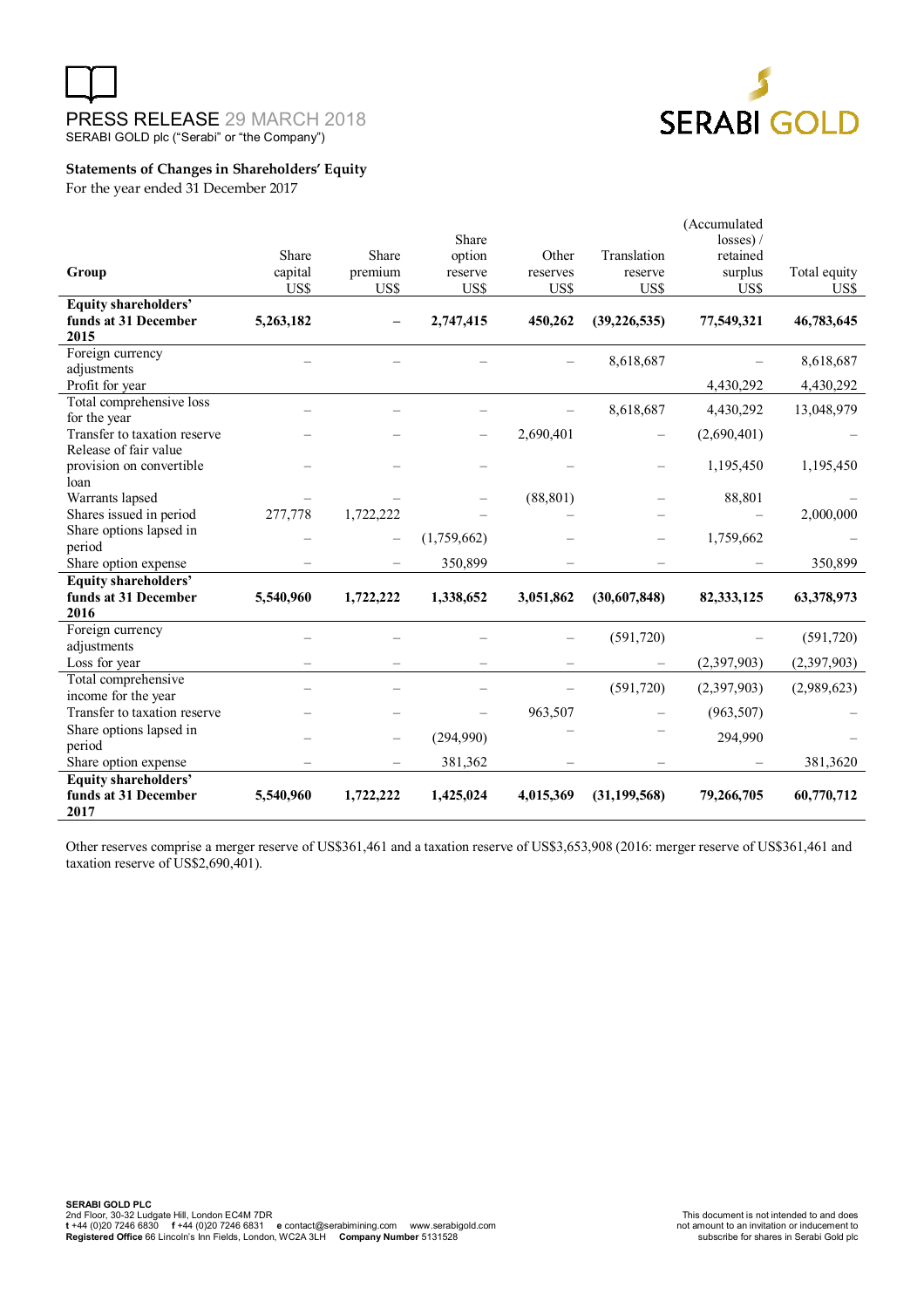## Statements of Changes in Shareholders' Equity

For the year ended 31 December 2017

| Group | Share capital US$ | Share premium US$ | Share option reserve US$ | Other reserves US$ | Translation reserve US$ | (Accumulated losses) / retained surplus US$ | Total equity US$ |
|---|---|---|---|---|---|---|---|
| **Equity shareholders' funds at 31 December 2015** | **5,263,182** | **–** | **2,747,415** | **450,262** | **(39,226,535)** | **77,549,321** | **46,783,645** |
| Foreign currency adjustments | – | – | – | – | 8,618,687 | – | 8,618,687 |
| Profit for year | | | | | | 4,430,292 | 4,430,292 |
| Total comprehensive loss for the year | – | – | – | – | 8,618,687 | 4,430,292 | 13,048,979 |
| Transfer to taxation reserve | – | – | – | 2,690,401 | – | (2,690,401) | – |
| Release of fair value provision on convertible loan | – | – | – | – | – | 1,195,450 | 1,195,450 |
| Warrants lapsed | – | – | – | (88,801) | – | 88,801 | – |
| Shares issued in period | 277,778 | 1,722,222 | – | – | – | – | 2,000,000 |
| Share options lapsed in period | – | – | (1,759,662) | – | – | 1,759,662 | – |
| Share option expense | – | – | 350,899 | – | – | – | 350,899 |
| **Equity shareholders' funds at 31 December 2016** | **5,540,960** | **1,722,222** | **1,338,652** | **3,051,862** | **(30,607,848)** | **82,333,125** | **63,378,973** |
| Foreign currency adjustments | – | – | – | – | (591,720) | – | (591,720) |
| Loss for year | – | – | – | – | – | (2,397,903) | (2,397,903) |
| Total comprehensive income for the year | – | – | – | – | (591,720) | (2,397,903) | (2,989,623) |
| Transfer to taxation reserve | – | – | – | 963,507 | – | (963,507) | – |
| Share options lapsed in period | – | – | (294,990) | – | – | 294,990 | – |
| Share option expense | – | – | 381,362 | – | – | – | 381,3620 |
| **Equity shareholders' funds at 31 December 2017** | **5,540,960** | **1,722,222** | **1,425,024** | **4,015,369** | **(31,199,568)** | **79,266,705** | **60,770,712** |

Other reserves comprise a merger reserve of US$361,461 and a taxation reserve of US$3,653,908 (2016: merger reserve of US$361,461 and taxation reserve of US$2,690,401).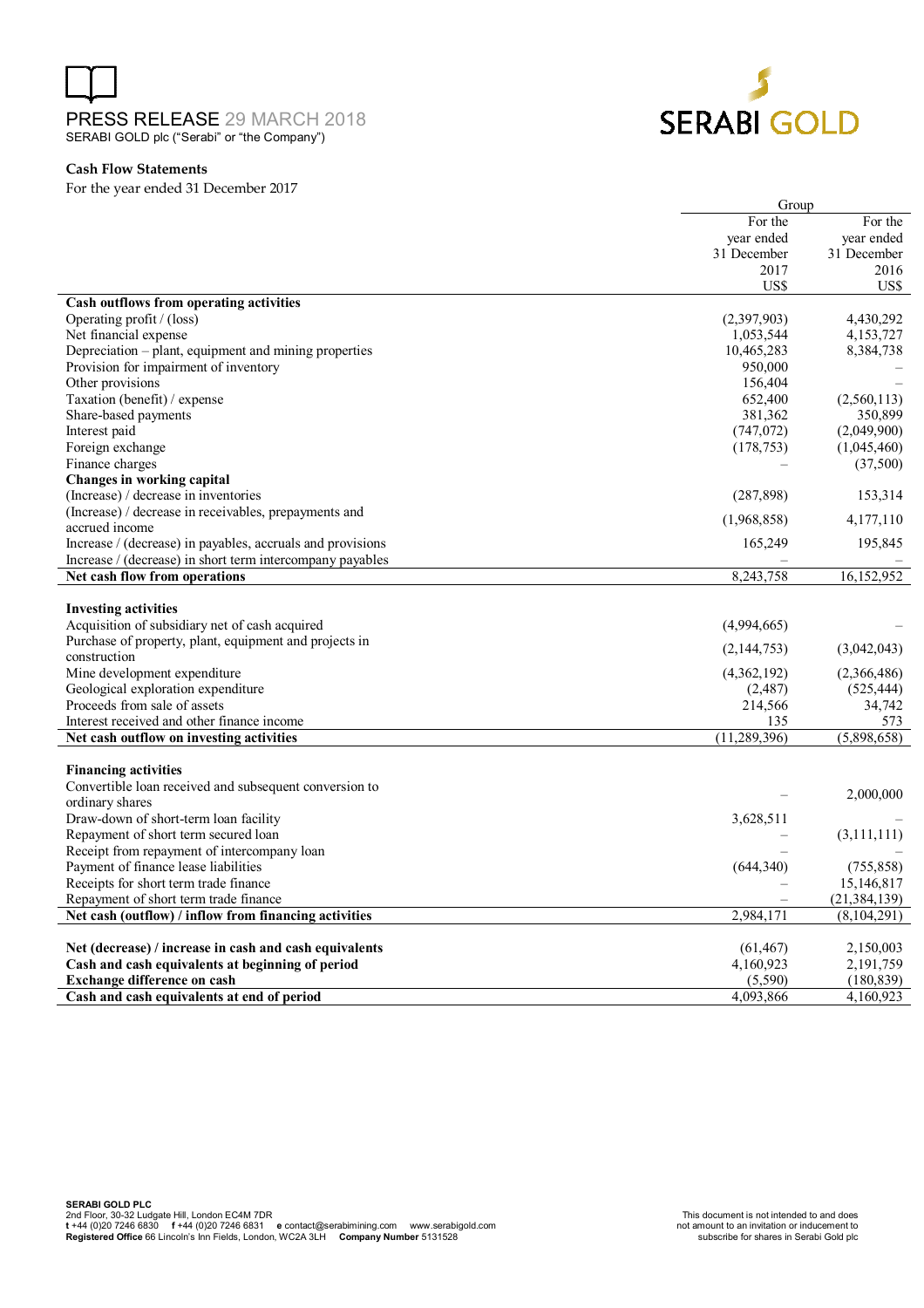PRESS RELEASE 29 MARCH 2018
SERABI GOLD plc ("Serabi" or "the Company")

### Cash Flow Statements

For the year ended 31 December 2017

| | Group | |
|---|---|---|
| | For the year ended 31 December 2017 US$ | For the year ended 31 December 2016 US$ |
| **Cash outflows from operating activities** | | |
| Operating profit / (loss) | (2,397,903) | 4,430,292 |
| Net financial expense | 1,053,544 | 4,153,727 |
| Depreciation – plant, equipment and mining properties | 10,465,283 | 8,384,738 |
| Provision for impairment of inventory | 950,000 | – |
| Other provisions | 156,404 | – |
| Taxation (benefit) / expense | 652,400 | (2,560,113) |
| Share-based payments | 381,362 | 350,899 |
| Interest paid | (747,072) | (2,049,900) |
| Foreign exchange | (178,753) | (1,045,460) |
| Finance charges | – | (37,500) |
| **Changes in working capital** | | |
| (Increase) / decrease in inventories | (287,898) | 153,314 |
| (Increase) / decrease in receivables, prepayments and accrued income | (1,968,858) | 4,177,110 |
| Increase / (decrease) in payables, accruals and provisions | 165,249 | 195,845 |
| Increase / (decrease) in short term intercompany payables | – | – |
| **Net cash flow from operations** | 8,243,758 | 16,152,952 |
| | | |
| **Investing activities** | | |
| Acquisition of subsidiary net of cash acquired | (4,994,665) | – |
| Purchase of property, plant, equipment and projects in construction | (2,144,753) | (3,042,043) |
| Mine development expenditure | (4,362,192) | (2,366,486) |
| Geological exploration expenditure | (2,487) | (525,444) |
| Proceeds from sale of assets | 214,566 | 34,742 |
| Interest received and other finance income | 135 | 573 |
| **Net cash outflow on investing activities** | (11,289,396) | (5,898,658) |
| | | |
| **Financing activities** | | |
| Convertible loan received and subsequent conversion to ordinary shares | – | 2,000,000 |
| Draw-down of short-term loan facility | 3,628,511 | – |
| Repayment of short term secured loan | – | (3,111,111) |
| Receipt from repayment of intercompany loan | – | – |
| Payment of finance lease liabilities | (644,340) | (755,858) |
| Receipts for short term trade finance | – | 15,146,817 |
| Repayment of short term trade finance | – | (21,384,139) |
| **Net cash (outflow) / inflow from financing activities** | 2,984,171 | (8,104,291) |
| | | |
| **Net (decrease) / increase in cash and cash equivalents** | (61,467) | 2,150,003 |
| **Cash and cash equivalents at beginning of period** | 4,160,923 | 2,191,759 |
| **Exchange difference on cash** | (5,590) | (180,839) |
| **Cash and cash equivalents at end of period** | 4,093,866 | 4,160,923 |

**SERABI GOLD PLC**
2nd Floor, 30-32 Ludgate Hill, London EC4M 7DR
**t** +44 (0)20 7246 6830 **f** +44 (0)20 7246 6831 **e** contact@serabimining.com www.serabigold.com
**Registered Office** 66 Lincoln's Inn Fields, London, WC2A 3LH **Company Number** 5131528

This document is not intended to and does not amount to an invitation or inducement to subscribe for shares in Serabi Gold plc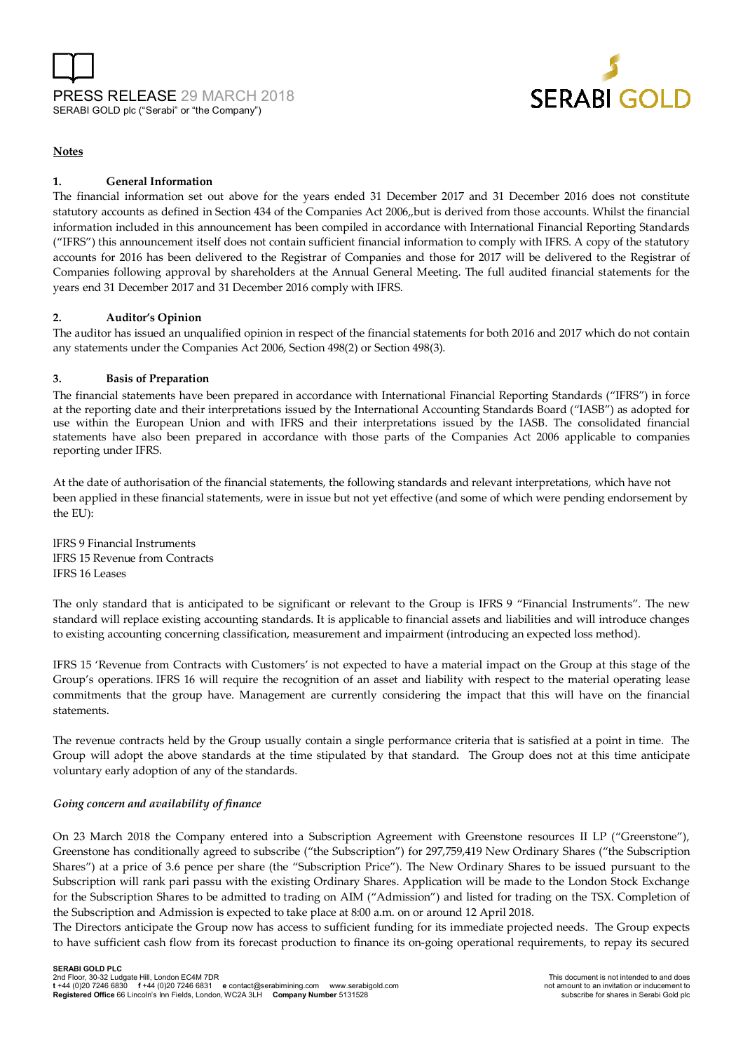**Notes**

**1. General Information**

The financial information set out above for the years ended 31 December 2017 and 31 December 2016 does not constitute statutory accounts as defined in Section 434 of the Companies Act 2006,,but is derived from those accounts. Whilst the financial information included in this announcement has been compiled in accordance with International Financial Reporting Standards ("IFRS") this announcement itself does not contain sufficient financial information to comply with IFRS. A copy of the statutory accounts for 2016 has been delivered to the Registrar of Companies and those for 2017 will be delivered to the Registrar of Companies following approval by shareholders at the Annual General Meeting. The full audited financial statements for the years end 31 December 2017 and 31 December 2016 comply with IFRS.

**2. Auditor's Opinion**

The auditor has issued an unqualified opinion in respect of the financial statements for both 2016 and 2017 which do not contain any statements under the Companies Act 2006, Section 498(2) or Section 498(3).

**3. Basis of Preparation**

The financial statements have been prepared in accordance with International Financial Reporting Standards ("IFRS") in force at the reporting date and their interpretations issued by the International Accounting Standards Board ("IASB") as adopted for use within the European Union and with IFRS and their interpretations issued by the IASB. The consolidated financial statements have also been prepared in accordance with those parts of the Companies Act 2006 applicable to companies reporting under IFRS.

At the date of authorisation of the financial statements, the following standards and relevant interpretations, which have not been applied in these financial statements, were in issue but not yet effective (and some of which were pending endorsement by the EU):

IFRS 9 Financial Instruments
IFRS 15 Revenue from Contracts
IFRS 16 Leases

The only standard that is anticipated to be significant or relevant to the Group is IFRS 9 "Financial Instruments". The new standard will replace existing accounting standards. It is applicable to financial assets and liabilities and will introduce changes to existing accounting concerning classification, measurement and impairment (introducing an expected loss method).

IFRS 15 'Revenue from Contracts with Customers' is not expected to have a material impact on the Group at this stage of the Group's operations. IFRS 16 will require the recognition of an asset and liability with respect to the material operating lease commitments that the group have. Management are currently considering the impact that this will have on the financial statements.

The revenue contracts held by the Group usually contain a single performance criteria that is satisfied at a point in time. The Group will adopt the above standards at the time stipulated by that standard. The Group does not at this time anticipate voluntary early adoption of any of the standards.

*Going concern and availability of finance*

On 23 March 2018 the Company entered into a Subscription Agreement with Greenstone resources II LP ("Greenstone"), Greenstone has conditionally agreed to subscribe ("the Subscription") for 297,759,419 New Ordinary Shares ("the Subscription Shares") at a price of 3.6 pence per share (the "Subscription Price"). The New Ordinary Shares to be issued pursuant to the Subscription will rank pari passu with the existing Ordinary Shares. Application will be made to the London Stock Exchange for the Subscription Shares to be admitted to trading on AIM ("Admission") and listed for trading on the TSX. Completion of the Subscription and Admission is expected to take place at 8:00 a.m. on or around 12 April 2018.
The Directors anticipate the Group now has access to sufficient funding for its immediate projected needs. The Group expects to have sufficient cash flow from its forecast production to finance its on-going operational requirements, to repay its secured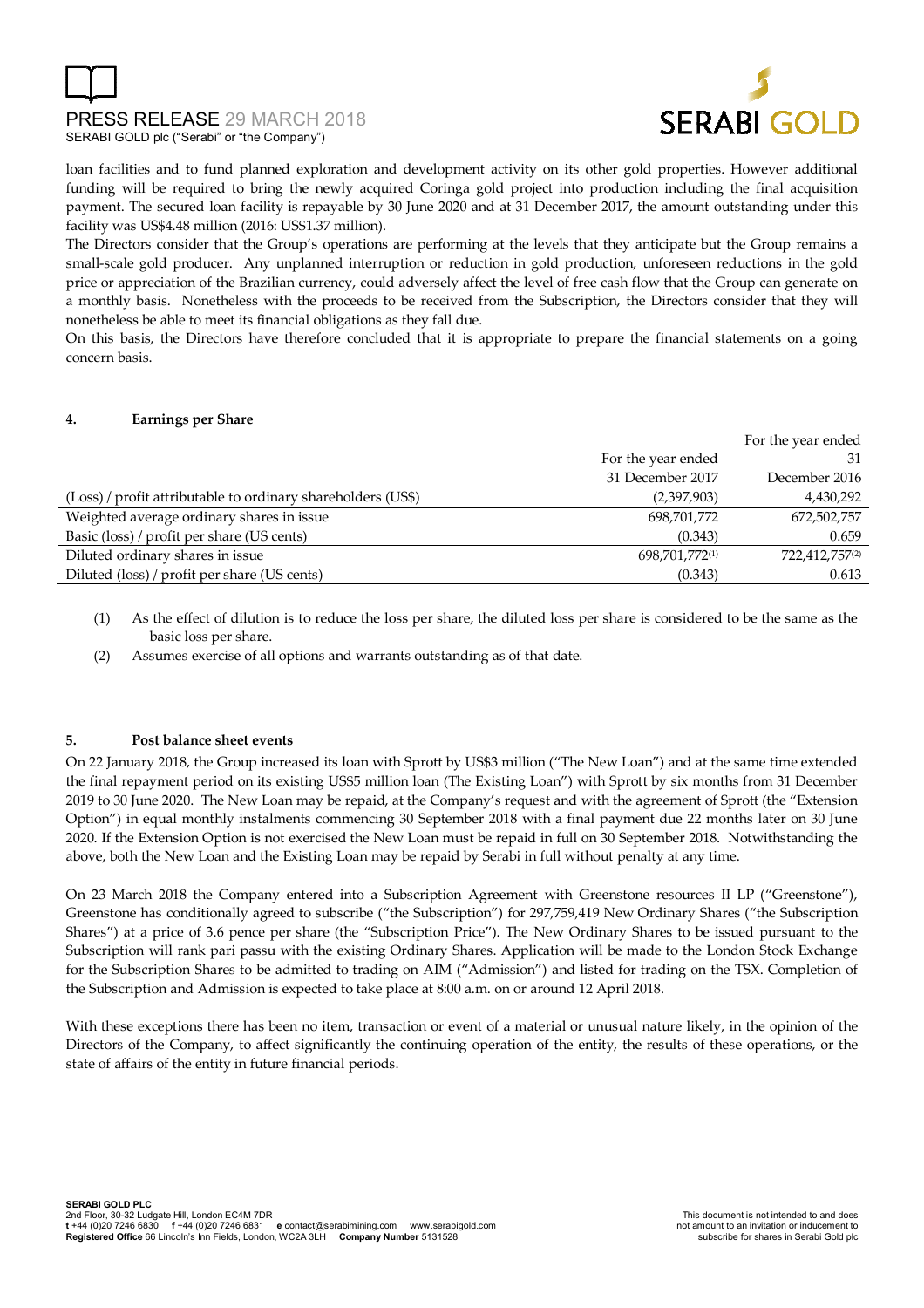loan facilities and to fund planned exploration and development activity on its other gold properties. However additional funding will be required to bring the newly acquired Coringa gold project into production including the final acquisition payment. The secured loan facility is repayable by 30 June 2020 and at 31 December 2017, the amount outstanding under this facility was US$4.48 million (2016: US$1.37 million).

The Directors consider that the Group's operations are performing at the levels that they anticipate but the Group remains a small-scale gold producer. Any unplanned interruption or reduction in gold production, unforeseen reductions in the gold price or appreciation of the Brazilian currency, could adversely affect the level of free cash flow that the Group can generate on a monthly basis. Nonetheless with the proceeds to be received from the Subscription, the Directors consider that they will nonetheless be able to meet its financial obligations as they fall due.

On this basis, the Directors have therefore concluded that it is appropriate to prepare the financial statements on a going concern basis.

## 4. Earnings per Share

| | For the year ended 31 December 2017 | For the year ended 31 December 2016 |
|---|---|---|
| (Loss) / profit attributable to ordinary shareholders (US$) | (2,397,903) | 4,430,292 |
| Weighted average ordinary shares in issue | 698,701,772 | 672,502,757 |
| Basic (loss) / profit per share (US cents) | (0.343) | 0.659 |
| Diluted ordinary shares in issue | 698,701,772(1) | 722,412,757(2) |
| Diluted (loss) / profit per share (US cents) | (0.343) | 0.613 |

(1) As the effect of dilution is to reduce the loss per share, the diluted loss per share is considered to be the same as the basic loss per share.

(2) Assumes exercise of all options and warrants outstanding as of that date.

## 5. Post balance sheet events

On 22 January 2018, the Group increased its loan with Sprott by US$3 million ("The New Loan") and at the same time extended the final repayment period on its existing US$5 million loan (The Existing Loan") with Sprott by six months from 31 December 2019 to 30 June 2020. The New Loan may be repaid, at the Company's request and with the agreement of Sprott (the "Extension Option") in equal monthly instalments commencing 30 September 2018 with a final payment due 22 months later on 30 June 2020. If the Extension Option is not exercised the New Loan must be repaid in full on 30 September 2018. Notwithstanding the above, both the New Loan and the Existing Loan may be repaid by Serabi in full without penalty at any time.

On 23 March 2018 the Company entered into a Subscription Agreement with Greenstone resources II LP ("Greenstone"), Greenstone has conditionally agreed to subscribe ("the Subscription") for 297,759,419 New Ordinary Shares ("the Subscription Shares") at a price of 3.6 pence per share (the "Subscription Price"). The New Ordinary Shares to be issued pursuant to the Subscription will rank pari passu with the existing Ordinary Shares. Application will be made to the London Stock Exchange for the Subscription Shares to be admitted to trading on AIM ("Admission") and listed for trading on the TSX. Completion of the Subscription and Admission is expected to take place at 8:00 a.m. on or around 12 April 2018.

With these exceptions there has been no item, transaction or event of a material or unusual nature likely, in the opinion of the Directors of the Company, to affect significantly the continuing operation of the entity, the results of these operations, or the state of affairs of the entity in future financial periods.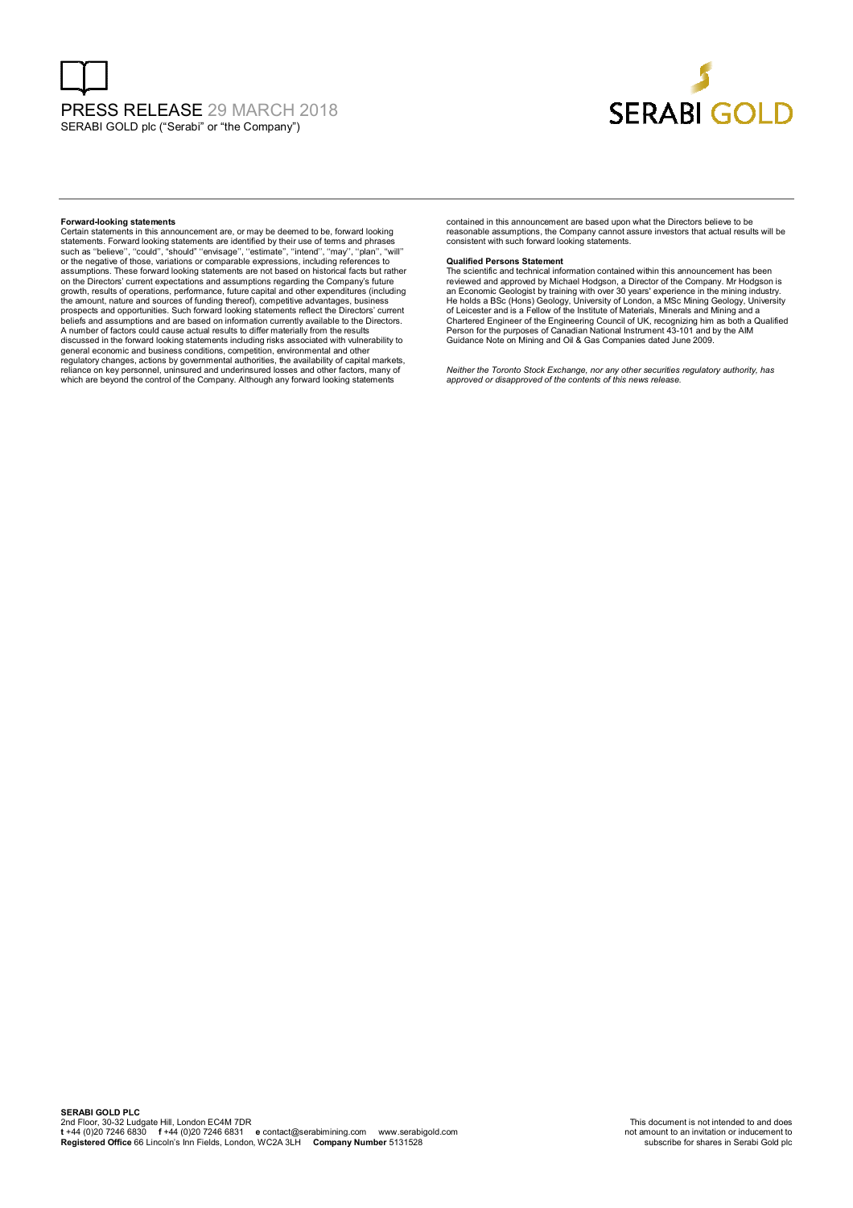**Forward-looking statements**

Certain statements in this announcement are, or may be deemed to be, forward looking statements. Forward looking statements are identified by their use of terms and phrases such as ''believe'', ''could'', "should" ''envisage'', ''estimate'', ''intend'', ''may'', ''plan'', ''will'' or the negative of those, variations or comparable expressions, including references to assumptions. These forward looking statements are not based on historical facts but rather on the Directors' current expectations and assumptions regarding the Company's future growth, results of operations, performance, future capital and other expenditures (including the amount, nature and sources of funding thereof), competitive advantages, business prospects and opportunities. Such forward looking statements reflect the Directors' current beliefs and assumptions and are based on information currently available to the Directors. A number of factors could cause actual results to differ materially from the results discussed in the forward looking statements including risks associated with vulnerability to general economic and business conditions, competition, environmental and other regulatory changes, actions by governmental authorities, the availability of capital markets, reliance on key personnel, uninsured and underinsured losses and other factors, many of which are beyond the control of the Company. Although any forward looking statements contained in this announcement are based upon what the Directors believe to be reasonable assumptions, the Company cannot assure investors that actual results will be consistent with such forward looking statements.

**Qualified Persons Statement**

The scientific and technical information contained within this announcement has been reviewed and approved by Michael Hodgson, a Director of the Company. Mr Hodgson is an Economic Geologist by training with over 30 years' experience in the mining industry. He holds a BSc (Hons) Geology, University of London, a MSc Mining Geology, University of Leicester and is a Fellow of the Institute of Materials, Minerals and Mining and a Chartered Engineer of the Engineering Council of UK, recognizing him as both a Qualified Person for the purposes of Canadian National Instrument 43-101 and by the AIM Guidance Note on Mining and Oil & Gas Companies dated June 2009.

*Neither the Toronto Stock Exchange, nor any other securities regulatory authority, has approved or disapproved of the contents of this news release.*